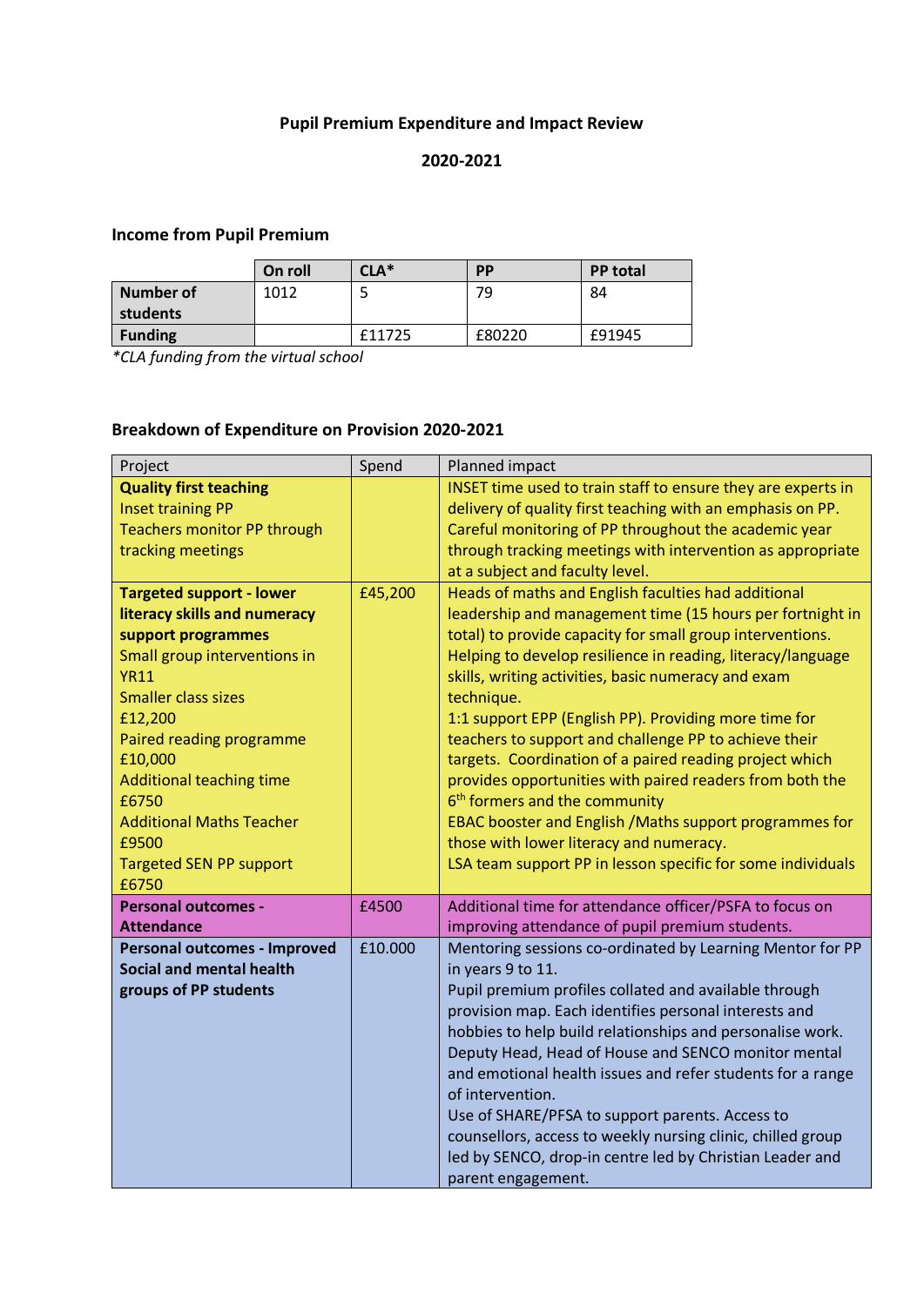**Pupil Premium Expenditure and Impact Review**

**2020-2021**

### Income from Pupil Premium

| | On roll | CLA* | PP | PP total |
|---|---|---|---|---|
| **Number of students** | 1012 | 5 | 79 | 84 |
| **Funding** | | £11725 | £80220 | £91945 |

*CLA funding from the virtual school*

### Breakdown of Expenditure on Provision 2020-2021

| Project | Spend | Planned impact |
|---|---|---|
| **Quality first teaching**<br>Inset training PP<br>Teachers monitor PP through tracking meetings | | INSET time used to train staff to ensure they are experts in delivery of quality first teaching with an emphasis on PP.<br>Careful monitoring of PP throughout the academic year through tracking meetings with intervention as appropriate at a subject and faculty level. |
| **Targeted support - lower literacy skills and numeracy support programmes**<br>Small group interventions in YR11<br>Smaller class sizes £12,200<br>Paired reading programme £10,000<br>Additional teaching time £6750<br>Additional Maths Teacher £9500<br>Targeted SEN PP support £6750 | £45,200 | Heads of maths and English faculties had additional leadership and management time (15 hours per fortnight in total) to provide capacity for small group interventions. Helping to develop resilience in reading, literacy/language skills, writing activities, basic numeracy and exam technique.<br>1:1 support EPP (English PP). Providing more time for teachers to support and challenge PP to achieve their targets. Coordination of a paired reading project which provides opportunities with paired readers from both the 6th formers and the community<br>EBAC booster and English /Maths support programmes for those with lower literacy and numeracy.<br>LSA team support PP in lesson specific for some individuals |
| **Personal outcomes - Attendance** | £4500 | Additional time for attendance officer/PSFA to focus on improving attendance of pupil premium students. |
| **Personal outcomes - Improved Social and mental health groups of PP students** | £10.000 | Mentoring sessions co-ordinated by Learning Mentor for PP in years 9 to 11.<br>Pupil premium profiles collated and available through provision map. Each identifies personal interests and hobbies to help build relationships and personalise work.<br>Deputy Head, Head of House and SENCO monitor mental and emotional health issues and refer students for a range of intervention.<br>Use of SHARE/PFSA to support parents. Access to counsellors, access to weekly nursing clinic, chilled group led by SENCO, drop-in centre led by Christian Leader and parent engagement. |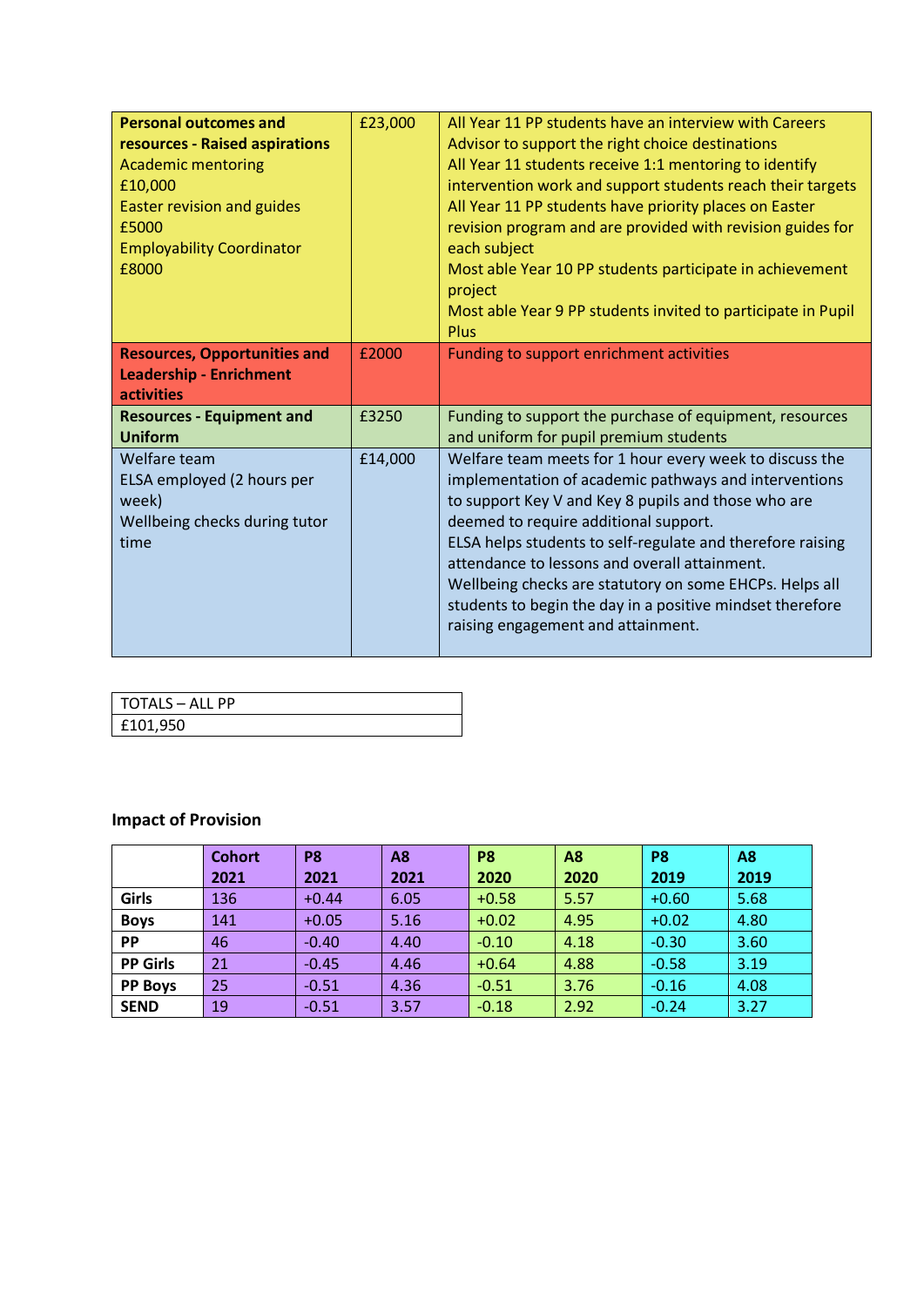| | | |
|---|---|---|
| **Personal outcomes and resources - Raised aspirations**<br>Academic mentoring<br>£10,000<br>Easter revision and guides<br>£5000<br>Employability Coordinator<br>£8000 | £23,000 | All Year 11 PP students have an interview with Careers Advisor to support the right choice destinations<br>All Year 11 students receive 1:1 mentoring to identify intervention work and support students reach their targets<br>All Year 11 PP students have priority places on Easter revision program and are provided with revision guides for each subject<br>Most able Year 10 PP students participate in achievement project<br>Most able Year 9 PP students invited to participate in Pupil Plus |
| **Resources, Opportunities and Leadership - Enrichment activities** | £2000 | Funding to support enrichment activities |
| **Resources - Equipment and Uniform** | £3250 | Funding to support the purchase of equipment, resources and uniform for pupil premium students |
| Welfare team<br>ELSA employed (2 hours per week)<br>Wellbeing checks during tutor time | £14,000 | Welfare team meets for 1 hour every week to discuss the implementation of academic pathways and interventions to support Key V and Key 8 pupils and those who are deemed to require additional support.<br>ELSA helps students to self-regulate and therefore raising attendance to lessons and overall attainment.<br>Wellbeing checks are statutory on some EHCPs. Helps all students to begin the day in a positive mindset therefore raising engagement and attainment. |

| TOTALS – ALL PP |
|---|
| £101,950 |

**Impact of Provision**

| | Cohort 2021 | P8 2021 | A8 2021 | P8 2020 | A8 2020 | P8 2019 | A8 2019 |
|---|---|---|---|---|---|---|---|
| **Girls** | 136 | +0.44 | 6.05 | +0.58 | 5.57 | +0.60 | 5.68 |
| **Boys** | 141 | +0.05 | 5.16 | +0.02 | 4.95 | +0.02 | 4.80 |
| **PP** | 46 | -0.40 | 4.40 | -0.10 | 4.18 | -0.30 | 3.60 |
| **PP Girls** | 21 | -0.45 | 4.46 | +0.64 | 4.88 | -0.58 | 3.19 |
| **PP Boys** | 25 | -0.51 | 4.36 | -0.51 | 3.76 | -0.16 | 4.08 |
| **SEND** | 19 | -0.51 | 3.57 | -0.18 | 2.92 | -0.24 | 3.27 |